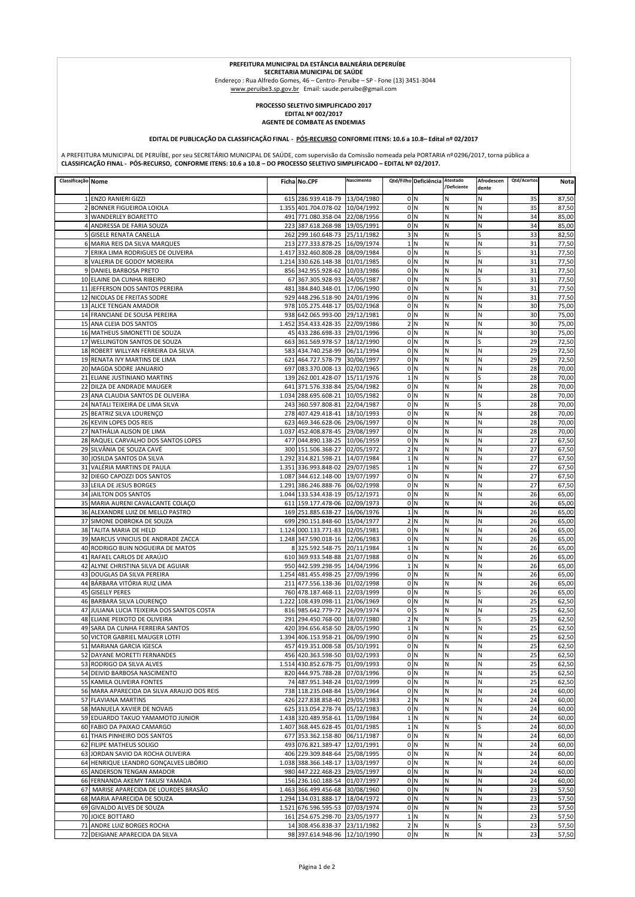**PREFEITURA MUNICIPAL DA ESTÂNCIA BALNEÁRIA DEPERUÍBE**
**SECRETARIA MUNICIPAL DE SAÚDE**
Endereço : Rua Alfredo Gomes, 46 – Centro- Peruíbe – SP - Fone (13) 3451-3044
www.peruibe3.sp.gov.br Email: saude.peruibe@gmail.com

**PROCESSO SELETIVO SIMPLIFICADO 2017**
**EDITAL Nº 002/2017**
**AGENTE DE COMBATE AS ENDEMIAS**

**EDITAL DE PUBLICAÇÃO DA CLASSIFICAÇÃO FINAL - PÓS-RECURSO CONFORME ITENS: 10.6 a 10.8– Edital nº 02/2017**

A PREFEITURA MUNICIPAL DE PERUÍBE, por seu SECRETÁRIO MUNICIPAL DE SAÚDE, com supervisão da Comissão nomeada pela PORTARIA nº 0296/2017, torna pública a **CLASSIFICAÇÃO FINAL - PÓS-RECURSO, CONFORME ITENS: 10.6 a 10.8 – DO PROCESSO SELETIVO SIMPLIFICADO – EDITAL Nº 02/2017.**

| Classificação | Nome | Ficha | No.CPF | Nascimento | Qtd/Filho | Deficiência | Atestado /Deficiente | Afrodescendente | Qtd/Acertos | Nota |
|---|---|---|---|---|---|---|---|---|---|---|
| 1 | ENZO RANIERI GIZZI | 615 | 286.939.418-79 | 13/04/1980 | 0 | N | N | N | 35 | 87,50 |
| 2 | BONNER FIGUEIROA LOIOLA | 1.355 | 401.704.078-02 | 10/04/1992 | 0 | N | N | N | 35 | 87,50 |
| 3 | WANDERLEY BOARETTO | 491 | 771.080.358-04 | 22/08/1956 | 0 | N | N | N | 34 | 85,00 |
| 4 | ANDRESSA DE FARIA SOUZA | 223 | 387.618.268-98 | 19/05/1991 | 0 | N | N | N | 34 | 85,00 |
| 5 | GISELE RENATA CANELLA | 262 | 299.160.648-73 | 25/11/1982 | 3 | N | N | S | 33 | 82,50 |
| 6 | MARIA REIS DA SILVA MARQUES | 213 | 277.333.878-25 | 16/09/1974 | 1 | N | N | N | 31 | 77,50 |
| 7 | ERIKA LIMA RODRIGUES DE OLIVEIRA | 1.417 | 332.460.808-28 | 08/09/1984 | 0 | N | N | S | 31 | 77,50 |
| 8 | VALERIA DE GODOY MOREIRA | 1.214 | 330.626.148-38 | 01/01/1985 | 0 | N | N | N | 31 | 77,50 |
| 9 | DANIEL BARBOSA PRETO | 856 | 342.955.928-62 | 10/03/1986 | 0 | N | N | N | 31 | 77,50 |
| 10 | ELAINE DA CUNHA RIBEIRO | 67 | 367.305.928-93 | 24/05/1987 | 0 | N | N | S | 31 | 77,50 |
| 11 | JEFFERSON DOS SANTOS PEREIRA | 481 | 384.840.348-01 | 17/06/1990 | 0 | N | N | N | 31 | 77,50 |
| 12 | NICOLAS DE FREITAS SODRE | 929 | 448.296.518-90 | 24/01/1996 | 0 | N | N | N | 31 | 77,50 |
| 13 | ALICE TENGAN AMADOR | 978 | 105.275.448-17 | 05/02/1968 | 0 | N | N | N | 30 | 75,00 |
| 14 | FRANCIANE DE SOUSA PEREIRA | 938 | 642.065.993-00 | 29/12/1981 | 0 | N | N | N | 30 | 75,00 |
| 15 | ANA CLEIA DOS SANTOS | 1.452 | 354.433.428-35 | 22/09/1986 | 2 | N | N | N | 30 | 75,00 |
| 16 | MATHEUS SIMONETTI DE SOUZA | 45 | 433.286.698-33 | 29/01/1996 | 0 | N | N | N | 30 | 75,00 |
| 17 | WELLINGTON SANTOS DE SOUZA | 663 | 361.569.978-57 | 18/12/1990 | 0 | N | N | S | 29 | 72,50 |
| 18 | ROBERT WILLYAN FERREIRA DA SILVA | 583 | 434.740.258-99 | 06/11/1994 | 0 | N | N | N | 29 | 72,50 |
| 19 | RENATA IVY MARTINS DE LIMA | 621 | 464.727.578-79 | 30/06/1997 | 0 | N | N | N | 29 | 72,50 |
| 20 | MAGDA SODRE JANUARIO | 697 | 083.370.008-13 | 02/02/1965 | 0 | N | N | N | 28 | 70,00 |
| 21 | ELIANE JUSTINIANO MARTINS | 139 | 262.001.428-07 | 15/11/1976 | 1 | N | N | S | 28 | 70,00 |
| 22 | DILZA DE ANDRADE MAUGER | 641 | 371.576.338-84 | 25/04/1982 | 0 | N | N | N | 28 | 70,00 |
| 23 | ANA CLAUDIA SANTOS DE OLIVEIRA | 1.034 | 288.695.608-21 | 10/05/1982 | 0 | N | N | N | 28 | 70,00 |
| 24 | NATALI TEIXEIRA DE LIMA SILVA | 243 | 360.597.808-81 | 22/04/1987 | 0 | N | N | S | 28 | 70,00 |
| 25 | BEATRIZ SILVA LOURENÇO | 278 | 407.429.418-41 | 18/10/1993 | 0 | N | N | N | 28 | 70,00 |
| 26 | KEVIN LOPES DOS REIS | 623 | 469.346.628-06 | 29/06/1997 | 0 | N | N | N | 28 | 70,00 |
| 27 | NATHÁLIA ALISON DE LIMA | 1.037 | 452.408.878-45 | 29/08/1997 | 0 | N | N | N | 28 | 70,00 |
| 28 | RAQUEL CARVALHO DOS SANTOS LOPES | 477 | 044.890.138-25 | 10/06/1959 | 0 | N | N | N | 27 | 67,50 |
| 29 | SILVÂNIA DE SOUZA CAVÉ | 300 | 151.506.368-27 | 02/05/1972 | 2 | N | N | N | 27 | 67,50 |
| 30 | JOSILDA SANTOS DA SILVA | 1.292 | 314.821.598-21 | 14/07/1984 | 1 | N | N | N | 27 | 67,50 |
| 31 | VALÉRIA MARTINS DE PAULA | 1.351 | 336.993.848-02 | 29/07/1985 | 1 | N | N | N | 27 | 67,50 |
| 32 | DIEGO CAPOZZI DOS SANTOS | 1.087 | 344.612.148-00 | 19/07/1997 | 0 | N | N | N | 27 | 67,50 |
| 33 | LEILA DE JESUS BORGES | 1.291 | 386.246.888-76 | 06/02/1998 | 0 | N | N | N | 27 | 67,50 |
| 34 | JAILTON DOS SANTOS | 1.044 | 133.534.438-19 | 05/12/1971 | 0 | N | N | N | 26 | 65,00 |
| 35 | MARIA AURENI CAVALCANTE COLAÇO | 611 | 159.177.478-06 | 02/09/1973 | 0 | N | N | N | 26 | 65,00 |
| 36 | ALEXANDRE LUIZ DE MELLO PASTRO | 169 | 251.885.638-27 | 16/06/1976 | 1 | N | N | N | 26 | 65,00 |
| 37 | SIMONE DOBROKA DE SOUZA | 699 | 290.151.848-60 | 15/04/1977 | 2 | N | N | N | 26 | 65,00 |
| 38 | TALITA MARIA DE HELD | 1.124 | 000.133.771-83 | 02/05/1981 | 0 | N | N | N | 26 | 65,00 |
| 39 | MARCUS VINICIUS DE ANDRADE ZACCA | 1.248 | 347.590.018-16 | 12/06/1983 | 0 | N | N | N | 26 | 65,00 |
| 40 | RODRIGO BUIN NOGUEIRA DE MATOS | 8 | 325.592.548-75 | 20/11/1984 | 1 | N | N | N | 26 | 65,00 |
| 41 | RAFAEL CARLOS DE ARAÚJO | 610 | 369.933.548-88 | 21/07/1988 | 0 | N | N | N | 26 | 65,00 |
| 42 | ALYNE CHRISTINA SILVA DE AGUIAR | 950 | 442.599.298-95 | 14/04/1996 | 1 | N | N | N | 26 | 65,00 |
| 43 | DOUGLAS DA SILVA PEREIRA | 1.254 | 481.455.498-25 | 27/09/1996 | 0 | N | N | N | 26 | 65,00 |
| 44 | BÁRBARA VITÓRIA RUIZ LIMA | 211 | 477.556.138-36 | 01/02/1998 | 0 | N | N | N | 26 | 65,00 |
| 45 | GISELLY PERES | 760 | 478.187.468-11 | 22/03/1999 | 0 | N | N | S | 26 | 65,00 |
| 46 | BARBARA SILVA LOURENÇO | 1.222 | 108.439.098-11 | 21/06/1969 | 0 | N | N | N | 25 | 62,50 |
| 47 | JULIANA LUCIA TEIXEIRA DOS SANTOS COSTA | 816 | 985.642.779-72 | 26/09/1974 | 0 | S | N | N | 25 | 62,50 |
| 48 | ELIANE PEIXOTO DE OLIVEIRA | 291 | 294.450.768-00 | 18/07/1980 | 2 | N | N | S | 25 | 62,50 |
| 49 | SARA DA CUNHA FERREIRA SANTOS | 420 | 394.656.458-50 | 28/05/1990 | 1 | N | N | N | 25 | 62,50 |
| 50 | VICTOR GABRIEL MAUGER LOTFI | 1.394 | 406.153.958-21 | 06/09/1990 | 0 | N | N | N | 25 | 62,50 |
| 51 | MARIANA GARCIA IGESCA | 457 | 419.351.008-58 | 05/10/1991 | 0 | N | N | N | 25 | 62,50 |
| 52 | DAYANE MORETTI FERNANDES | 456 | 420.363.598-50 | 03/02/1993 | 0 | N | N | N | 25 | 62,50 |
| 53 | RODRIGO DA SILVA ALVES | 1.514 | 430.852.678-75 | 01/09/1993 | 0 | N | N | N | 25 | 62,50 |
| 54 | DEIVID BARBOSA NASCIMENTO | 820 | 444.975.788-28 | 07/03/1996 | 0 | N | N | N | 25 | 62,50 |
| 55 | KAMILA OLIVEIRA FONTES | 74 | 487.951.348-24 | 01/02/1999 | 0 | N | N | N | 25 | 62,50 |
| 56 | MARA APARECIDA DA SILVA ARAUJO DOS REIS | 738 | 118.235.048-84 | 15/09/1964 | 0 | N | N | N | 24 | 60,00 |
| 57 | FLAVIANA MARTINS | 426 | 227.838.858-40 | 29/05/1983 | 2 | N | N | N | 24 | 60,00 |
| 58 | MANUELA XAVIER DE NOVAIS | 625 | 313.054.278-74 | 05/12/1983 | 0 | N | N | N | 24 | 60,00 |
| 59 | EDUARDO TAKUO YAMAMOTO JUNIOR | 1.438 | 320.489.958-61 | 11/09/1984 | 1 | N | N | N | 24 | 60,00 |
| 60 | FABIO DA PAIXAO CAMARGO | 1.407 | 368.445.628-45 | 01/01/1985 | 1 | N | N | S | 24 | 60,00 |
| 61 | THAIS PINHEIRO DOS SANTOS | 677 | 353.362.158-80 | 06/11/1987 | 0 | N | N | N | 24 | 60,00 |
| 62 | FILIPE MATHEUS SOLIGO | 493 | 076.821.389-47 | 12/01/1991 | 0 | N | N | N | 24 | 60,00 |
| 63 | JORDAN SAVIO DA ROCHA OLIVEIRA | 406 | 229.309.848-64 | 25/08/1995 | 0 | N | N | N | 24 | 60,00 |
| 64 | HENRIQUE LEANDRO GONÇALVES LIBÓRIO | 1.038 | 388.366.148-17 | 13/03/1997 | 0 | N | N | N | 24 | 60,00 |
| 65 | ANDERSON TENGAN AMADOR | 980 | 447.222.468-23 | 29/05/1997 | 0 | N | N | N | 24 | 60,00 |
| 66 | FERNANDA AKEMY TAKUSI YAMADA | 156 | 236.160.188-54 | 01/07/1997 | 0 | N | N | N | 24 | 60,00 |
| 67 | MARISE APARECIDA DE LOURDES BRASÃO | 1.463 | 366.499.456-68 | 30/08/1960 | 0 | N | N | N | 23 | 57,50 |
| 68 | MARIA APARECIDA DE SOUZA | 1.294 | 134.031.888-17 | 18/04/1972 | 0 | N | N | N | 23 | 57,50 |
| 69 | GIVALDO ALVES DE SOUZA | 1.521 | 676.596.595-53 | 07/03/1974 | 0 | N | N | N | 23 | 57,50 |
| 70 | JOICE BOTTARO | 161 | 254.675.298-70 | 23/05/1977 | 1 | N | N | N | 23 | 57,50 |
| 71 | ANDRE LUIZ BORGES ROCHA | 14 | 308.456.838-37 | 23/11/1982 | 2 | N | N | S | 23 | 57,50 |
| 72 | DEIGIANE APARECIDA DA SILVA | 98 | 397.614.948-96 | 12/10/1990 | 0 | N | N | N | 23 | 57,50 |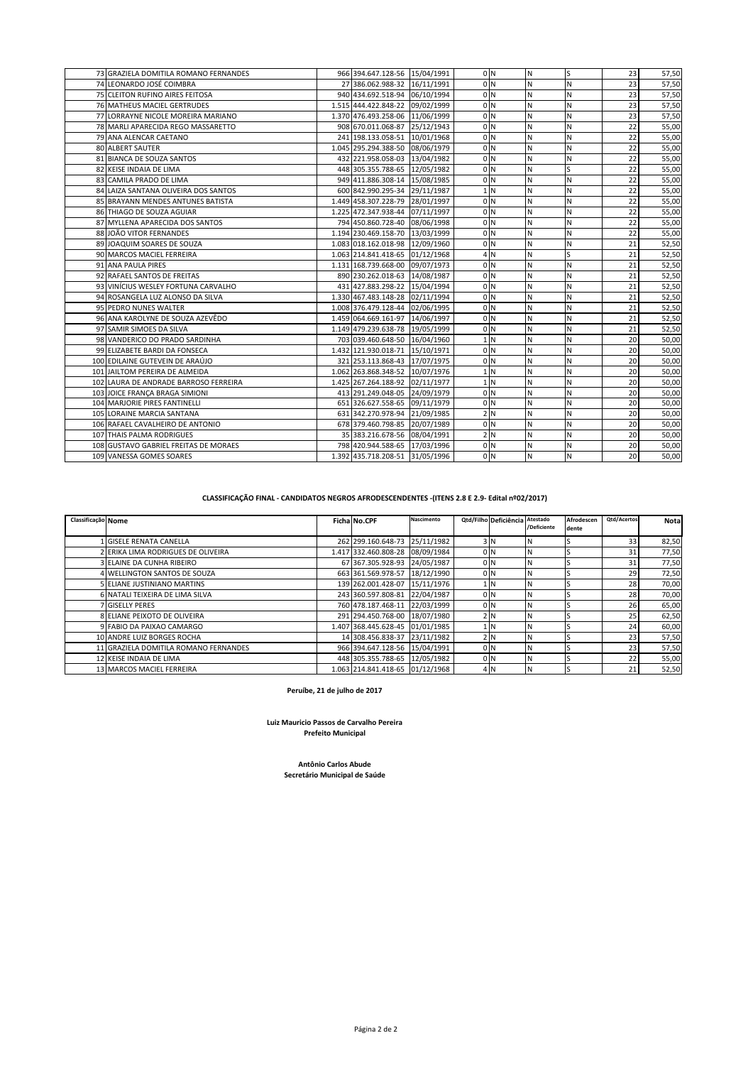| | | | | | | | | | | |
|---|---|---|---|---|---|---|---|---|---|---|
| 73 | GRAZIELA DOMITILA ROMANO FERNANDES | 966 | 394.647.128-56 | 15/04/1991 | 0 | N | N | S | 23 | 57,50 |
| 74 | LEONARDO JOSÉ COIMBRA | 27 | 386.062.988-32 | 16/11/1991 | 0 | N | N | N | 23 | 57,50 |
| 75 | CLEITON RUFINO AIRES FEITOSA | 940 | 434.692.518-94 | 06/10/1994 | 0 | N | N | N | 23 | 57,50 |
| 76 | MATHEUS MACIEL GERTRUDES | 1.515 | 444.422.848-22 | 09/02/1999 | 0 | N | N | N | 23 | 57,50 |
| 77 | LORRAYNE NICOLE MOREIRA MARIANO | 1.370 | 476.493.258-06 | 11/06/1999 | 0 | N | N | N | 23 | 57,50 |
| 78 | MARLI APARECIDA REGO MASSARETTO | 908 | 670.011.068-87 | 25/12/1943 | 0 | N | N | N | 22 | 55,00 |
| 79 | ANA ALENCAR CAETANO | 241 | 198.133.058-51 | 10/01/1968 | 0 | N | N | N | 22 | 55,00 |
| 80 | ALBERT SAUTER | 1.045 | 295.294.388-50 | 08/06/1979 | 0 | N | N | N | 22 | 55,00 |
| 81 | BIANCA DE SOUZA SANTOS | 432 | 221.958.058-03 | 13/04/1982 | 0 | N | N | N | 22 | 55,00 |
| 82 | KEISE INDAIA DE LIMA | 448 | 305.355.788-65 | 12/05/1982 | 0 | N | N | S | 22 | 55,00 |
| 83 | CAMILA PRADO DE LIMA | 949 | 411.886.308-14 | 15/08/1985 | 0 | N | N | N | 22 | 55,00 |
| 84 | LAIZA SANTANA OLIVEIRA DOS SANTOS | 600 | 842.990.295-34 | 29/11/1987 | 1 | N | N | N | 22 | 55,00 |
| 85 | BRAYANN MENDES ANTUNES BATISTA | 1.449 | 458.307.228-79 | 28/01/1997 | 0 | N | N | N | 22 | 55,00 |
| 86 | THIAGO DE SOUZA AGUIAR | 1.225 | 472.347.938-44 | 07/11/1997 | 0 | N | N | N | 22 | 55,00 |
| 87 | MYLLENA APARECIDA DOS SANTOS | 794 | 450.860.728-40 | 08/06/1998 | 0 | N | N | N | 22 | 55,00 |
| 88 | JOÃO VITOR FERNANDES | 1.194 | 230.469.158-70 | 13/03/1999 | 0 | N | N | N | 22 | 55,00 |
| 89 | JOAQUIM SOARES DE SOUZA | 1.083 | 018.162.018-98 | 12/09/1960 | 0 | N | N | N | 21 | 52,50 |
| 90 | MARCOS MACIEL FERREIRA | 1.063 | 214.841.418-65 | 01/12/1968 | 4 | N | N | S | 21 | 52,50 |
| 91 | ANA PAULA PIRES | 1.131 | 168.739.668-00 | 09/07/1973 | 0 | N | N | N | 21 | 52,50 |
| 92 | RAFAEL SANTOS DE FREITAS | 890 | 230.262.018-63 | 14/08/1987 | 0 | N | N | N | 21 | 52,50 |
| 93 | VINÍCIUS WESLEY FORTUNA CARVALHO | 431 | 427.883.298-22 | 15/04/1994 | 0 | N | N | N | 21 | 52,50 |
| 94 | ROSANGELA LUZ ALONSO DA SILVA | 1.330 | 467.483.148-28 | 02/11/1994 | 0 | N | N | N | 21 | 52,50 |
| 95 | PEDRO NUNES WALTER | 1.008 | 376.479.128-44 | 02/06/1995 | 0 | N | N | N | 21 | 52,50 |
| 96 | ANA KAROLYNE DE SOUZA AZEVÊDO | 1.459 | 064.669.161-97 | 14/06/1997 | 0 | N | N | N | 21 | 52,50 |
| 97 | SAMIR SIMOES DA SILVA | 1.149 | 479.239.638-78 | 19/05/1999 | 0 | N | N | N | 21 | 52,50 |
| 98 | VANDERICO DO PRADO SARDINHA | 703 | 039.460.648-50 | 16/04/1960 | 1 | N | N | N | 20 | 50,00 |
| 99 | ELIZABETE BARDI DA FONSECA | 1.432 | 121.930.018-71 | 15/10/1971 | 0 | N | N | N | 20 | 50,00 |
| 100 | EDILAINE GUTEVEIN DE ARAÚJO | 321 | 253.113.868-43 | 17/07/1975 | 0 | N | N | N | 20 | 50,00 |
| 101 | JAILTOM PEREIRA DE ALMEIDA | 1.062 | 263.868.348-52 | 10/07/1976 | 1 | N | N | N | 20 | 50,00 |
| 102 | LAURA DE ANDRADE BARROSO FERREIRA | 1.425 | 267.264.188-92 | 02/11/1977 | 1 | N | N | N | 20 | 50,00 |
| 103 | JOICE FRANÇA BRAGA SIMIONI | 413 | 291.249.048-05 | 24/09/1979 | 0 | N | N | N | 20 | 50,00 |
| 104 | MARJORIE PIRES FANTINELLI | 651 | 326.627.558-65 | 09/11/1979 | 0 | N | N | N | 20 | 50,00 |
| 105 | LORAINE MARCIA SANTANA | 631 | 342.270.978-94 | 21/09/1985 | 2 | N | N | N | 20 | 50,00 |
| 106 | RAFAEL CAVALHEIRO DE ANTONIO | 678 | 379.460.798-85 | 20/07/1989 | 0 | N | N | N | 20 | 50,00 |
| 107 | THAIS PALMA RODRIGUES | 35 | 383.216.678-56 | 08/04/1991 | 2 | N | N | N | 20 | 50,00 |
| 108 | GUSTAVO GABRIEL FREITAS DE MORAES | 798 | 420.944.588-65 | 17/03/1996 | 0 | N | N | N | 20 | 50,00 |
| 109 | VANESSA GOMES SOARES | 1.392 | 435.718.208-51 | 31/05/1996 | 0 | N | N | N | 20 | 50,00 |

**CLASSIFICAÇÃO FINAL - CANDIDATOS NEGROS AFRODESCENDENTES -(ITENS 2.8 E 2.9- Edital nº02/2017)**

| Classificação | Nome | Ficha | No.CPF | Nascimento | Qtd/Filho | Deficiência | Atestado /Deficiente | Afrodescendente | Qtd/Acertos | Nota |
|---|---|---|---|---|---|---|---|---|---|---|
| 1 | GISELE RENATA CANELLA | 262 | 299.160.648-73 | 25/11/1982 | 3 | N | N | S | 33 | 82,50 |
| 2 | ERIKA LIMA RODRIGUES DE OLIVEIRA | 1.417 | 332.460.808-28 | 08/09/1984 | 0 | N | N | S | 31 | 77,50 |
| 3 | ELAINE DA CUNHA RIBEIRO | 67 | 367.305.928-93 | 24/05/1987 | 0 | N | N | S | 31 | 77,50 |
| 4 | WELLINGTON SANTOS DE SOUZA | 663 | 361.569.978-57 | 18/12/1990 | 0 | N | N | S | 29 | 72,50 |
| 5 | ELIANE JUSTINIANO MARTINS | 139 | 262.001.428-07 | 15/11/1976 | 1 | N | N | S | 28 | 70,00 |
| 6 | NATALI TEIXEIRA DE LIMA SILVA | 243 | 360.597.808-81 | 22/04/1987 | 0 | N | N | S | 28 | 70,00 |
| 7 | GISELLY PERES | 760 | 478.187.468-11 | 22/03/1999 | 0 | N | N | S | 26 | 65,00 |
| 8 | ELIANE PEIXOTO DE OLIVEIRA | 291 | 294.450.768-00 | 18/07/1980 | 2 | N | N | S | 25 | 62,50 |
| 9 | FABIO DA PAIXAO CAMARGO | 1.407 | 368.445.628-45 | 01/01/1985 | 1 | N | N | S | 24 | 60,00 |
| 10 | ANDRE LUIZ BORGES ROCHA | 14 | 308.456.838-37 | 23/11/1982 | 2 | N | N | S | 23 | 57,50 |
| 11 | GRAZIELA DOMITILA ROMANO FERNANDES | 966 | 394.647.128-56 | 15/04/1991 | 0 | N | N | S | 23 | 57,50 |
| 12 | KEISE INDAIA DE LIMA | 448 | 305.355.788-65 | 12/05/1982 | 0 | N | N | S | 22 | 55,00 |
| 13 | MARCOS MACIEL FERREIRA | 1.063 | 214.841.418-65 | 01/12/1968 | 4 | N | N | S | 21 | 52,50 |

**Peruíbe, 21 de julho de 2017**

**Luiz Mauricio Passos de Carvalho Pereira**
**Prefeito Municipal**

**Antônio Carlos Abude**
**Secretário Municipal de Saúde**